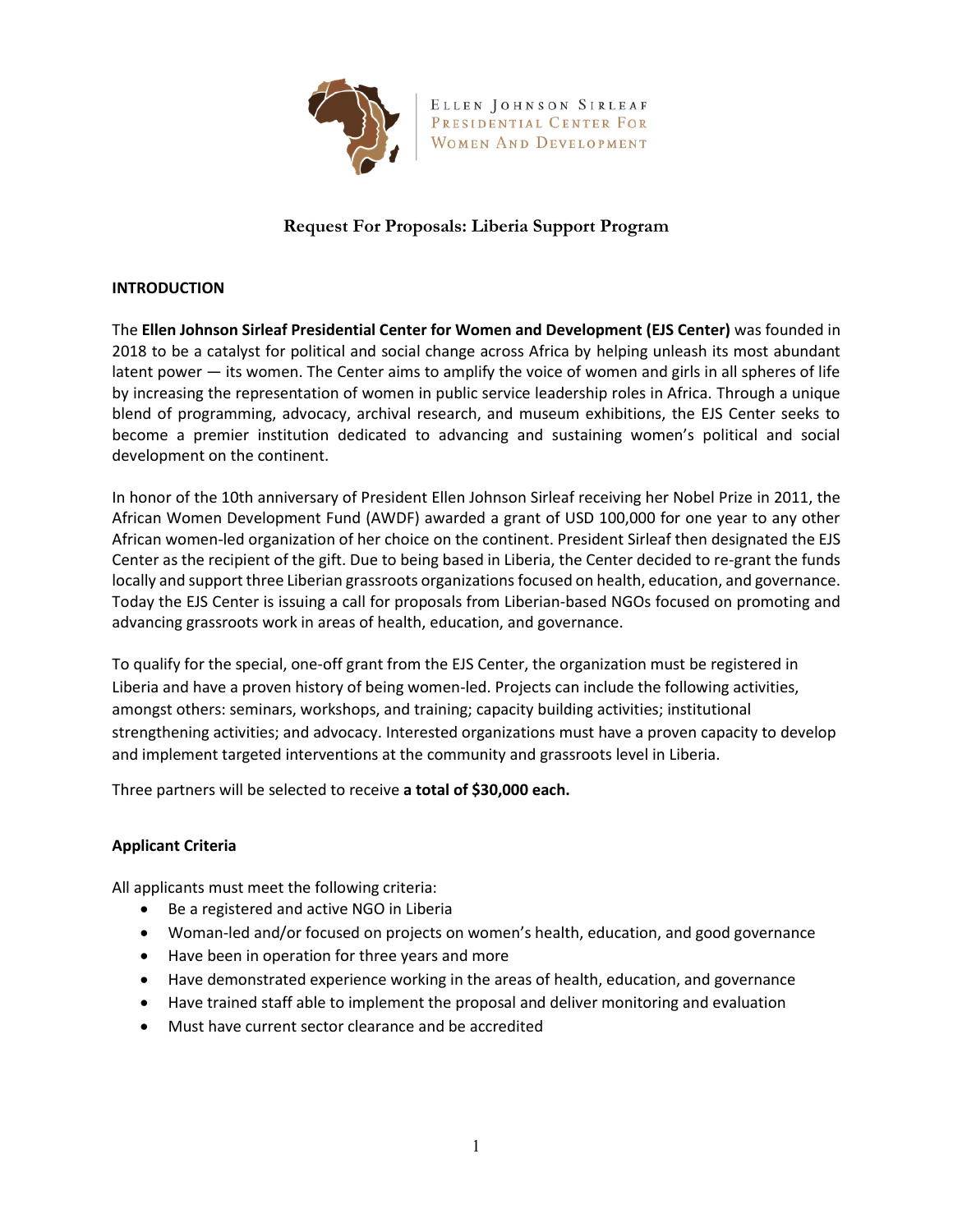ELLEN JOHNSON SIRLEAF
PRESIDENTIAL CENTER FOR
WOMEN AND DEVELOPMENT

# Request For Proposals: Liberia Support Program

## INTRODUCTION

The **Ellen Johnson Sirleaf Presidential Center for Women and Development (EJS Center)** was founded in 2018 to be a catalyst for political and social change across Africa by helping unleash its most abundant latent power — its women. The Center aims to amplify the voice of women and girls in all spheres of life by increasing the representation of women in public service leadership roles in Africa. Through a unique blend of programming, advocacy, archival research, and museum exhibitions, the EJS Center seeks to become a premier institution dedicated to advancing and sustaining women's political and social development on the continent.

In honor of the 10th anniversary of President Ellen Johnson Sirleaf receiving her Nobel Prize in 2011, the African Women Development Fund (AWDF) awarded a grant of USD 100,000 for one year to any other African women-led organization of her choice on the continent. President Sirleaf then designated the EJS Center as the recipient of the gift. Due to being based in Liberia, the Center decided to re-grant the funds locally and support three Liberian grassroots organizations focused on health, education, and governance. Today the EJS Center is issuing a call for proposals from Liberian-based NGOs focused on promoting and advancing grassroots work in areas of health, education, and governance.

To qualify for the special, one-off grant from the EJS Center, the organization must be registered in Liberia and have a proven history of being women-led. Projects can include the following activities, amongst others: seminars, workshops, and training; capacity building activities; institutional strengthening activities; and advocacy. Interested organizations must have a proven capacity to develop and implement targeted interventions at the community and grassroots level in Liberia.

Three partners will be selected to receive **a total of $30,000 each.**

### Applicant Criteria

All applicants must meet the following criteria:

- Be a registered and active NGO in Liberia
- Woman-led and/or focused on projects on women's health, education, and good governance
- Have been in operation for three years and more
- Have demonstrated experience working in the areas of health, education, and governance
- Have trained staff able to implement the proposal and deliver monitoring and evaluation
- Must have current sector clearance and be accredited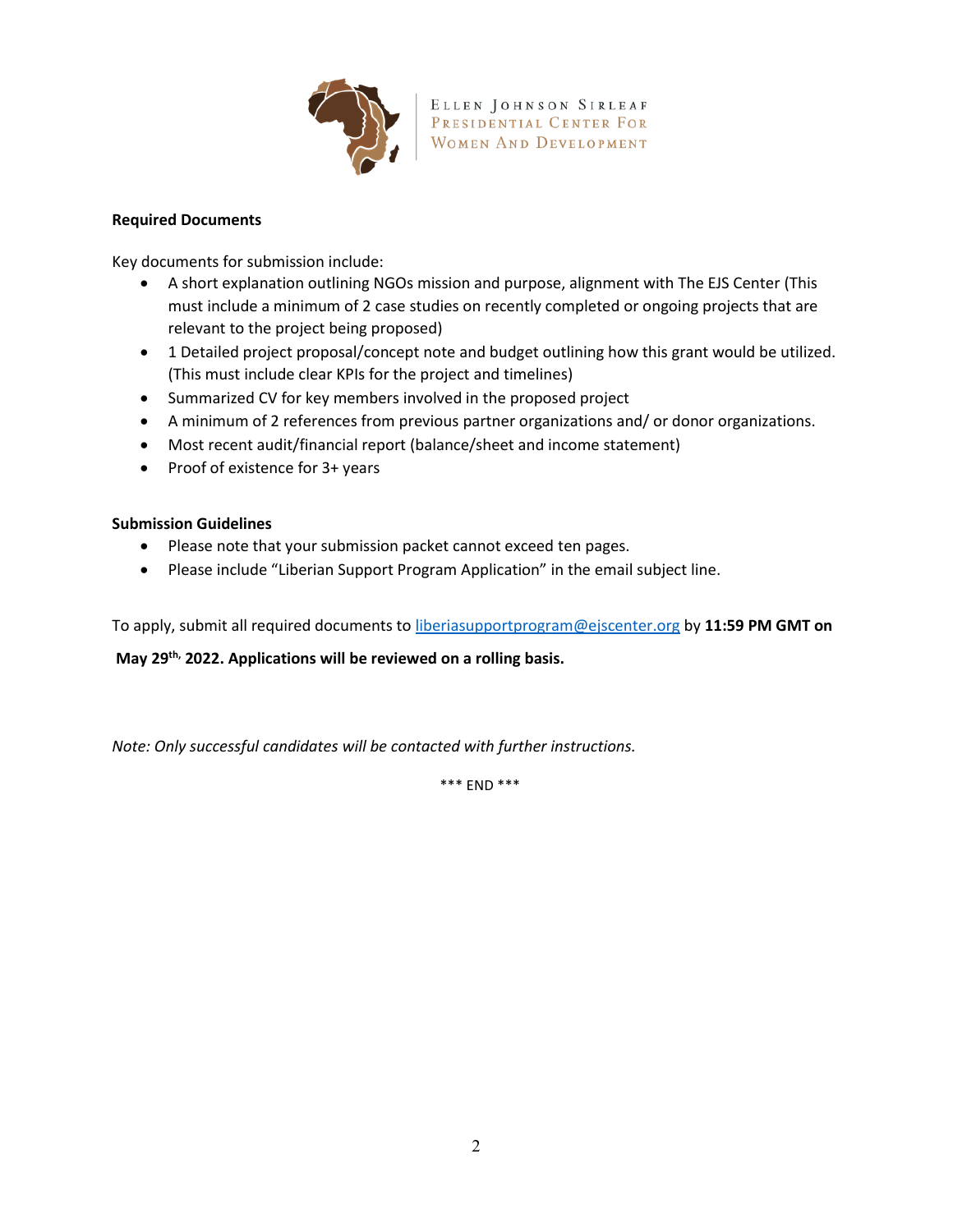Ellen Johnson Sirleaf Presidential Center For Women And Development

**Required Documents**

Key documents for submission include:

- A short explanation outlining NGOs mission and purpose, alignment with The EJS Center (This must include a minimum of 2 case studies on recently completed or ongoing projects that are relevant to the project being proposed)
- 1 Detailed project proposal/concept note and budget outlining how this grant would be utilized. (This must include clear KPIs for the project and timelines)
- Summarized CV for key members involved in the proposed project
- A minimum of 2 references from previous partner organizations and/ or donor organizations.
- Most recent audit/financial report (balance/sheet and income statement)
- Proof of existence for 3+ years

**Submission Guidelines**

- Please note that your submission packet cannot exceed ten pages.
- Please include "Liberian Support Program Application" in the email subject line.

To apply, submit all required documents to liberiasupportprogram@ejscenter.org by **11:59 PM GMT on May 29th, 2022. Applications will be reviewed on a rolling basis.**

*Note: Only successful candidates will be contacted with further instructions.*

\*\*\* END \*\*\*